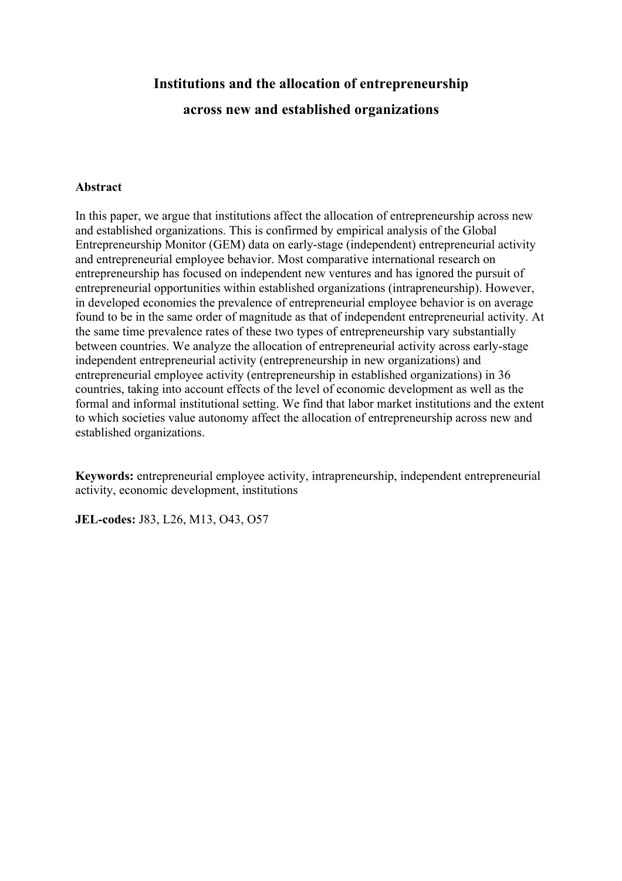# Institutions and the allocation of entrepreneurship across new and established organizations

## Abstract

In this paper, we argue that institutions affect the allocation of entrepreneurship across new and established organizations. This is confirmed by empirical analysis of the Global Entrepreneurship Monitor (GEM) data on early-stage (independent) entrepreneurial activity and entrepreneurial employee behavior. Most comparative international research on entrepreneurship has focused on independent new ventures and has ignored the pursuit of entrepreneurial opportunities within established organizations (intrapreneurship). However, in developed economies the prevalence of entrepreneurial employee behavior is on average found to be in the same order of magnitude as that of independent entrepreneurial activity. At the same time prevalence rates of these two types of entrepreneurship vary substantially between countries. We analyze the allocation of entrepreneurial activity across early-stage independent entrepreneurial activity (entrepreneurship in new organizations) and entrepreneurial employee activity (entrepreneurship in established organizations) in 36 countries, taking into account effects of the level of economic development as well as the formal and informal institutional setting. We find that labor market institutions and the extent to which societies value autonomy affect the allocation of entrepreneurship across new and established organizations.

**Keywords:** entrepreneurial employee activity, intrapreneurship, independent entrepreneurial activity, economic development, institutions

**JEL-codes:** J83, L26, M13, O43, O57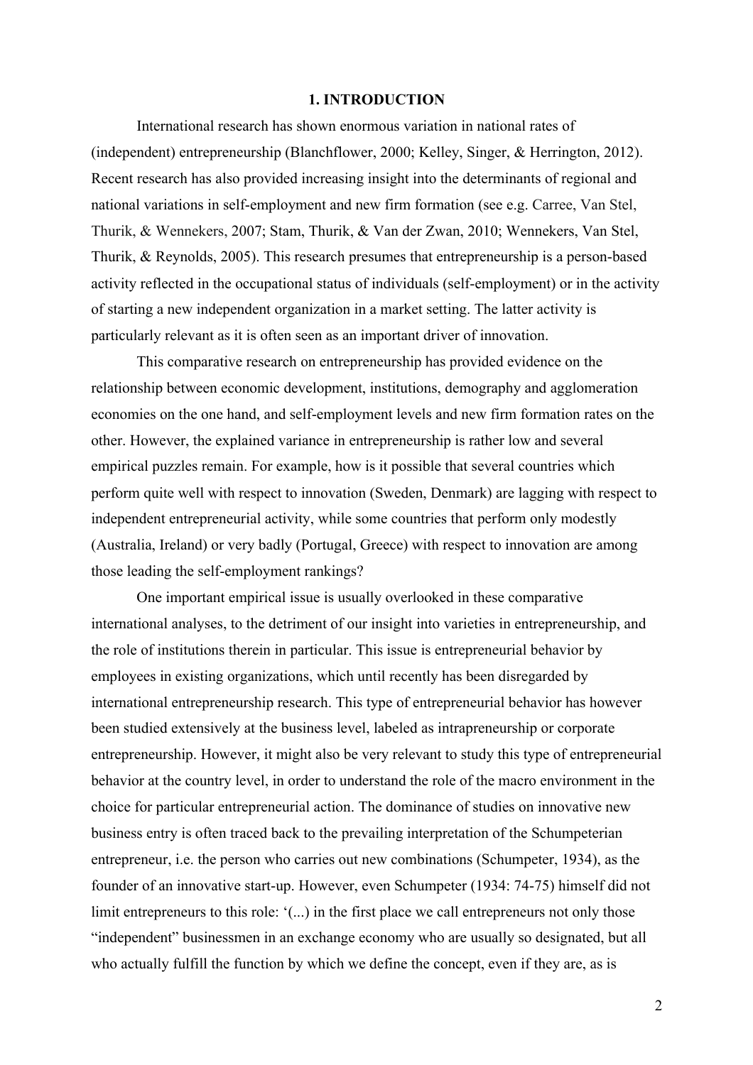# 1. INTRODUCTION

International research has shown enormous variation in national rates of (independent) entrepreneurship (Blanchflower, 2000; Kelley, Singer, & Herrington, 2012). Recent research has also provided increasing insight into the determinants of regional and national variations in self-employment and new firm formation (see e.g. Carree, Van Stel, Thurik, & Wennekers, 2007; Stam, Thurik, & Van der Zwan, 2010; Wennekers, Van Stel, Thurik, & Reynolds, 2005). This research presumes that entrepreneurship is a person-based activity reflected in the occupational status of individuals (self-employment) or in the activity of starting a new independent organization in a market setting. The latter activity is particularly relevant as it is often seen as an important driver of innovation.

This comparative research on entrepreneurship has provided evidence on the relationship between economic development, institutions, demography and agglomeration economies on the one hand, and self-employment levels and new firm formation rates on the other. However, the explained variance in entrepreneurship is rather low and several empirical puzzles remain. For example, how is it possible that several countries which perform quite well with respect to innovation (Sweden, Denmark) are lagging with respect to independent entrepreneurial activity, while some countries that perform only modestly (Australia, Ireland) or very badly (Portugal, Greece) with respect to innovation are among those leading the self-employment rankings?

One important empirical issue is usually overlooked in these comparative international analyses, to the detriment of our insight into varieties in entrepreneurship, and the role of institutions therein in particular. This issue is entrepreneurial behavior by employees in existing organizations, which until recently has been disregarded by international entrepreneurship research. This type of entrepreneurial behavior has however been studied extensively at the business level, labeled as intrapreneurship or corporate entrepreneurship. However, it might also be very relevant to study this type of entrepreneurial behavior at the country level, in order to understand the role of the macro environment in the choice for particular entrepreneurial action. The dominance of studies on innovative new business entry is often traced back to the prevailing interpretation of the Schumpeterian entrepreneur, i.e. the person who carries out new combinations (Schumpeter, 1934), as the founder of an innovative start-up. However, even Schumpeter (1934: 74-75) himself did not limit entrepreneurs to this role: '(...) in the first place we call entrepreneurs not only those "independent" businessmen in an exchange economy who are usually so designated, but all who actually fulfill the function by which we define the concept, even if they are, as is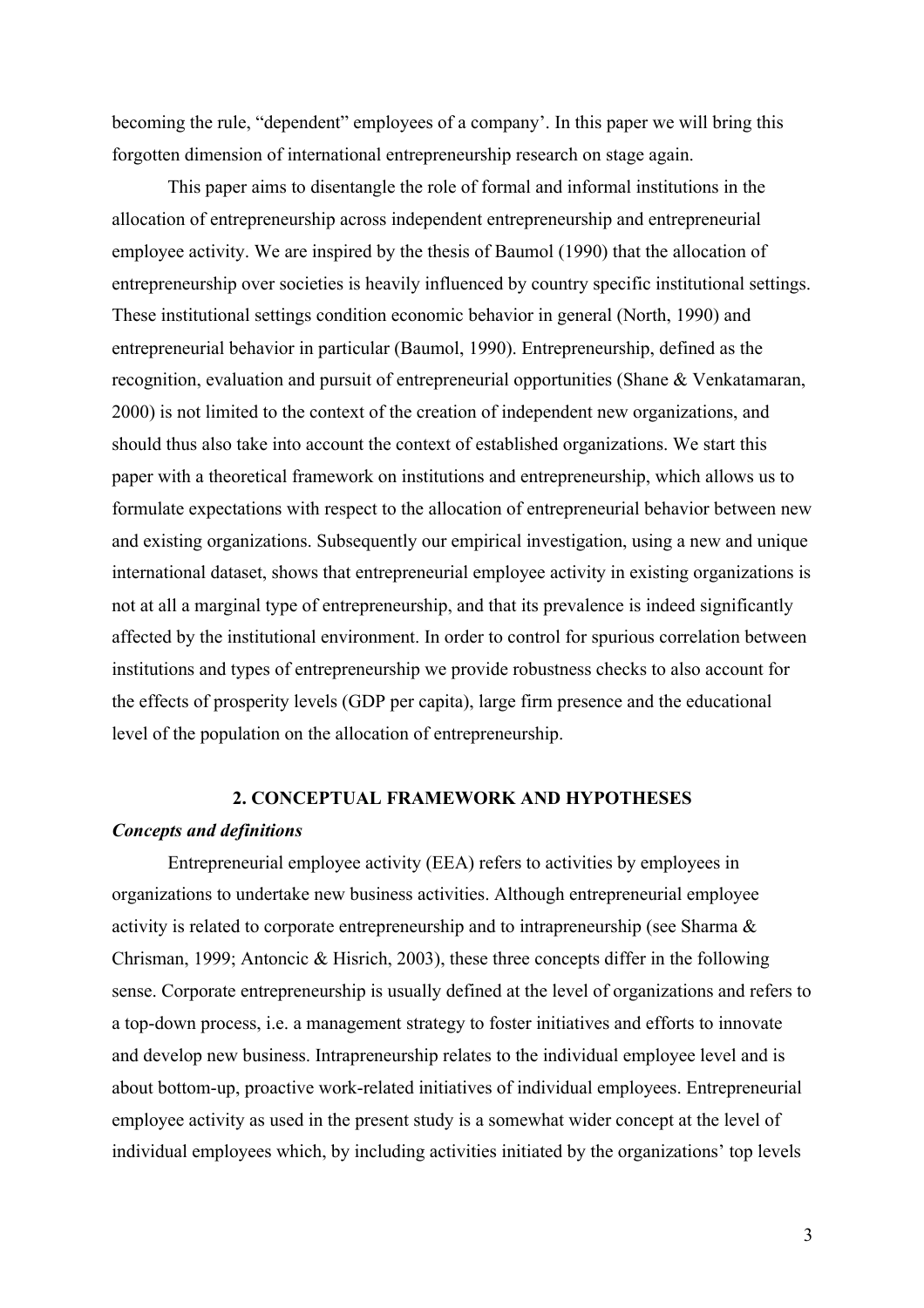becoming the rule, "dependent" employees of a company'. In this paper we will bring this forgotten dimension of international entrepreneurship research on stage again.

This paper aims to disentangle the role of formal and informal institutions in the allocation of entrepreneurship across independent entrepreneurship and entrepreneurial employee activity. We are inspired by the thesis of Baumol (1990) that the allocation of entrepreneurship over societies is heavily influenced by country specific institutional settings. These institutional settings condition economic behavior in general (North, 1990) and entrepreneurial behavior in particular (Baumol, 1990). Entrepreneurship, defined as the recognition, evaluation and pursuit of entrepreneurial opportunities (Shane & Venkatamaran, 2000) is not limited to the context of the creation of independent new organizations, and should thus also take into account the context of established organizations. We start this paper with a theoretical framework on institutions and entrepreneurship, which allows us to formulate expectations with respect to the allocation of entrepreneurial behavior between new and existing organizations. Subsequently our empirical investigation, using a new and unique international dataset, shows that entrepreneurial employee activity in existing organizations is not at all a marginal type of entrepreneurship, and that its prevalence is indeed significantly affected by the institutional environment. In order to control for spurious correlation between institutions and types of entrepreneurship we provide robustness checks to also account for the effects of prosperity levels (GDP per capita), large firm presence and the educational level of the population on the allocation of entrepreneurship.

## 2. CONCEPTUAL FRAMEWORK AND HYPOTHESES

### *Concepts and definitions*

Entrepreneurial employee activity (EEA) refers to activities by employees in organizations to undertake new business activities. Although entrepreneurial employee activity is related to corporate entrepreneurship and to intrapreneurship (see Sharma & Chrisman, 1999; Antoncic & Hisrich, 2003), these three concepts differ in the following sense. Corporate entrepreneurship is usually defined at the level of organizations and refers to a top-down process, i.e. a management strategy to foster initiatives and efforts to innovate and develop new business. Intrapreneurship relates to the individual employee level and is about bottom-up, proactive work-related initiatives of individual employees. Entrepreneurial employee activity as used in the present study is a somewhat wider concept at the level of individual employees which, by including activities initiated by the organizations' top levels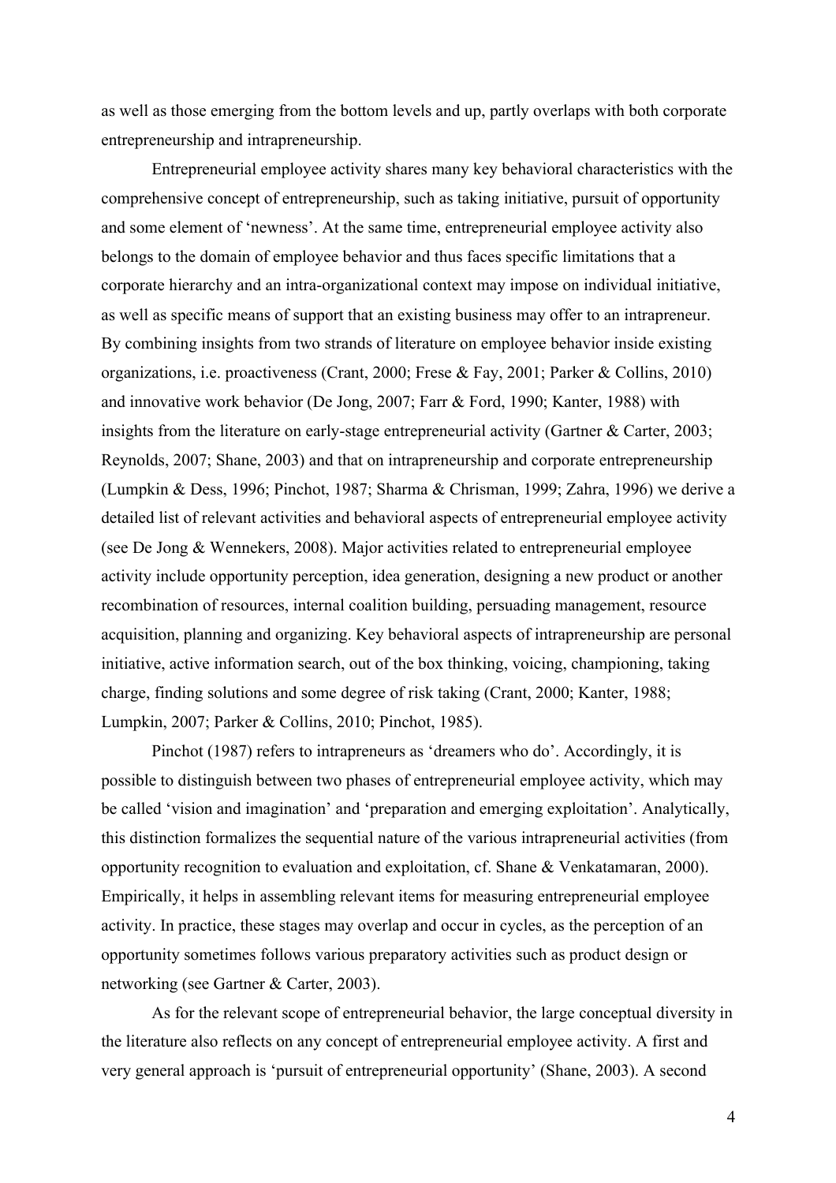as well as those emerging from the bottom levels and up, partly overlaps with both corporate entrepreneurship and intrapreneurship.

Entrepreneurial employee activity shares many key behavioral characteristics with the comprehensive concept of entrepreneurship, such as taking initiative, pursuit of opportunity and some element of 'newness'. At the same time, entrepreneurial employee activity also belongs to the domain of employee behavior and thus faces specific limitations that a corporate hierarchy and an intra-organizational context may impose on individual initiative, as well as specific means of support that an existing business may offer to an intrapreneur. By combining insights from two strands of literature on employee behavior inside existing organizations, i.e. proactiveness (Crant, 2000; Frese & Fay, 2001; Parker & Collins, 2010) and innovative work behavior (De Jong, 2007; Farr & Ford, 1990; Kanter, 1988) with insights from the literature on early-stage entrepreneurial activity (Gartner & Carter, 2003; Reynolds, 2007; Shane, 2003) and that on intrapreneurship and corporate entrepreneurship (Lumpkin & Dess, 1996; Pinchot, 1987; Sharma & Chrisman, 1999; Zahra, 1996) we derive a detailed list of relevant activities and behavioral aspects of entrepreneurial employee activity (see De Jong & Wennekers, 2008). Major activities related to entrepreneurial employee activity include opportunity perception, idea generation, designing a new product or another recombination of resources, internal coalition building, persuading management, resource acquisition, planning and organizing. Key behavioral aspects of intrapreneurship are personal initiative, active information search, out of the box thinking, voicing, championing, taking charge, finding solutions and some degree of risk taking (Crant, 2000; Kanter, 1988; Lumpkin, 2007; Parker & Collins, 2010; Pinchot, 1985).

Pinchot (1987) refers to intrapreneurs as 'dreamers who do'. Accordingly, it is possible to distinguish between two phases of entrepreneurial employee activity, which may be called 'vision and imagination' and 'preparation and emerging exploitation'. Analytically, this distinction formalizes the sequential nature of the various intrapreneurial activities (from opportunity recognition to evaluation and exploitation, cf. Shane & Venkatamaran, 2000). Empirically, it helps in assembling relevant items for measuring entrepreneurial employee activity. In practice, these stages may overlap and occur in cycles, as the perception of an opportunity sometimes follows various preparatory activities such as product design or networking (see Gartner & Carter, 2003).

As for the relevant scope of entrepreneurial behavior, the large conceptual diversity in the literature also reflects on any concept of entrepreneurial employee activity. A first and very general approach is 'pursuit of entrepreneurial opportunity' (Shane, 2003). A second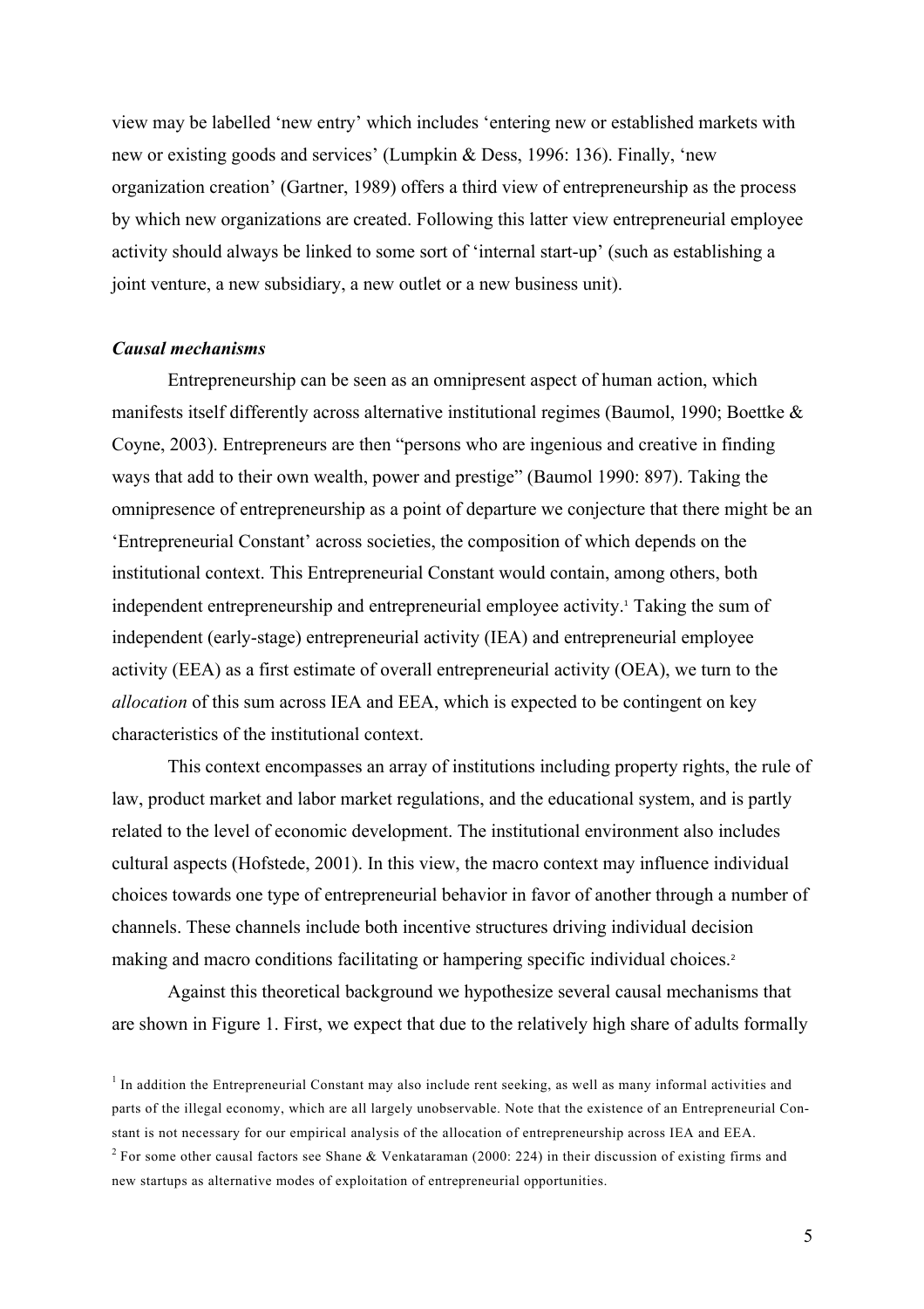view may be labelled 'new entry' which includes 'entering new or established markets with new or existing goods and services' (Lumpkin & Dess, 1996: 136). Finally, 'new organization creation' (Gartner, 1989) offers a third view of entrepreneurship as the process by which new organizations are created. Following this latter view entrepreneurial employee activity should always be linked to some sort of 'internal start-up' (such as establishing a joint venture, a new subsidiary, a new outlet or a new business unit).

### *Causal mechanisms*

Entrepreneurship can be seen as an omnipresent aspect of human action, which manifests itself differently across alternative institutional regimes (Baumol, 1990; Boettke & Coyne, 2003). Entrepreneurs are then "persons who are ingenious and creative in finding ways that add to their own wealth, power and prestige" (Baumol 1990: 897). Taking the omnipresence of entrepreneurship as a point of departure we conjecture that there might be an 'Entrepreneurial Constant' across societies, the composition of which depends on the institutional context. This Entrepreneurial Constant would contain, among others, both independent entrepreneurship and entrepreneurial employee activity.[1] Taking the sum of independent (early-stage) entrepreneurial activity (IEA) and entrepreneurial employee activity (EEA) as a first estimate of overall entrepreneurial activity (OEA), we turn to the *allocation* of this sum across IEA and EEA, which is expected to be contingent on key characteristics of the institutional context.

This context encompasses an array of institutions including property rights, the rule of law, product market and labor market regulations, and the educational system, and is partly related to the level of economic development. The institutional environment also includes cultural aspects (Hofstede, 2001). In this view, the macro context may influence individual choices towards one type of entrepreneurial behavior in favor of another through a number of channels. These channels include both incentive structures driving individual decision making and macro conditions facilitating or hampering specific individual choices.[2]

Against this theoretical background we hypothesize several causal mechanisms that are shown in Figure 1. First, we expect that due to the relatively high share of adults formally

[1] In addition the Entrepreneurial Constant may also include rent seeking, as well as many informal activities and parts of the illegal economy, which are all largely unobservable. Note that the existence of an Entrepreneurial Constant is not necessary for our empirical analysis of the allocation of entrepreneurship across IEA and EEA.

[2] For some other causal factors see Shane & Venkataraman (2000: 224) in their discussion of existing firms and new startups as alternative modes of exploitation of entrepreneurial opportunities.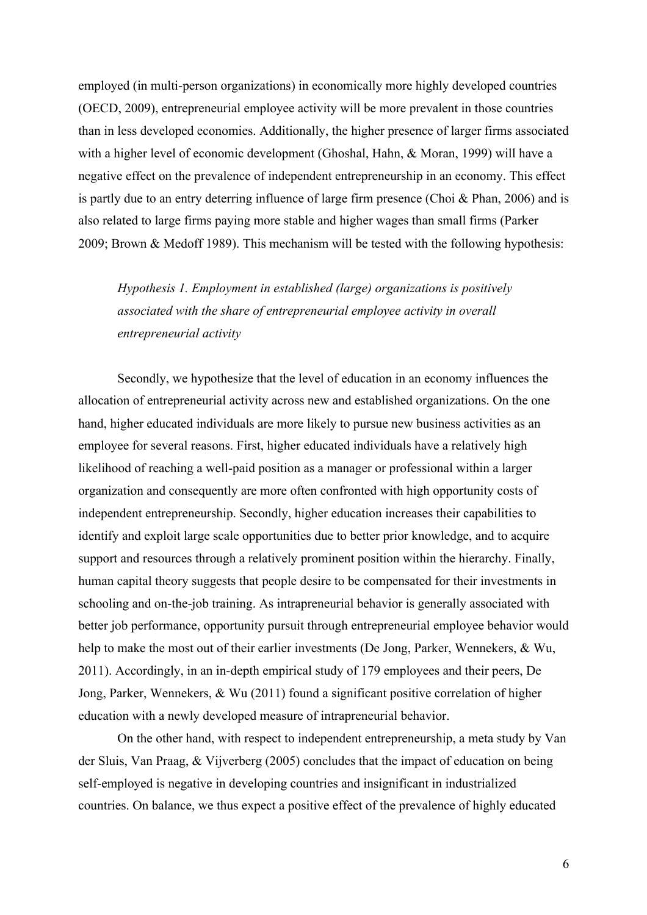employed (in multi-person organizations) in economically more highly developed countries (OECD, 2009), entrepreneurial employee activity will be more prevalent in those countries than in less developed economies. Additionally, the higher presence of larger firms associated with a higher level of economic development (Ghoshal, Hahn, & Moran, 1999) will have a negative effect on the prevalence of independent entrepreneurship in an economy. This effect is partly due to an entry deterring influence of large firm presence (Choi & Phan, 2006) and is also related to large firms paying more stable and higher wages than small firms (Parker 2009; Brown & Medoff 1989). This mechanism will be tested with the following hypothesis:

> *Hypothesis 1. Employment in established (large) organizations is positively associated with the share of entrepreneurial employee activity in overall entrepreneurial activity*

Secondly, we hypothesize that the level of education in an economy influences the allocation of entrepreneurial activity across new and established organizations. On the one hand, higher educated individuals are more likely to pursue new business activities as an employee for several reasons. First, higher educated individuals have a relatively high likelihood of reaching a well-paid position as a manager or professional within a larger organization and consequently are more often confronted with high opportunity costs of independent entrepreneurship. Secondly, higher education increases their capabilities to identify and exploit large scale opportunities due to better prior knowledge, and to acquire support and resources through a relatively prominent position within the hierarchy. Finally, human capital theory suggests that people desire to be compensated for their investments in schooling and on-the-job training. As intrapreneurial behavior is generally associated with better job performance, opportunity pursuit through entrepreneurial employee behavior would help to make the most out of their earlier investments (De Jong, Parker, Wennekers, & Wu, 2011). Accordingly, in an in-depth empirical study of 179 employees and their peers, De Jong, Parker, Wennekers, & Wu (2011) found a significant positive correlation of higher education with a newly developed measure of intrapreneurial behavior.

On the other hand, with respect to independent entrepreneurship, a meta study by Van der Sluis, Van Praag, & Vijverberg (2005) concludes that the impact of education on being self-employed is negative in developing countries and insignificant in industrialized countries. On balance, we thus expect a positive effect of the prevalence of highly educated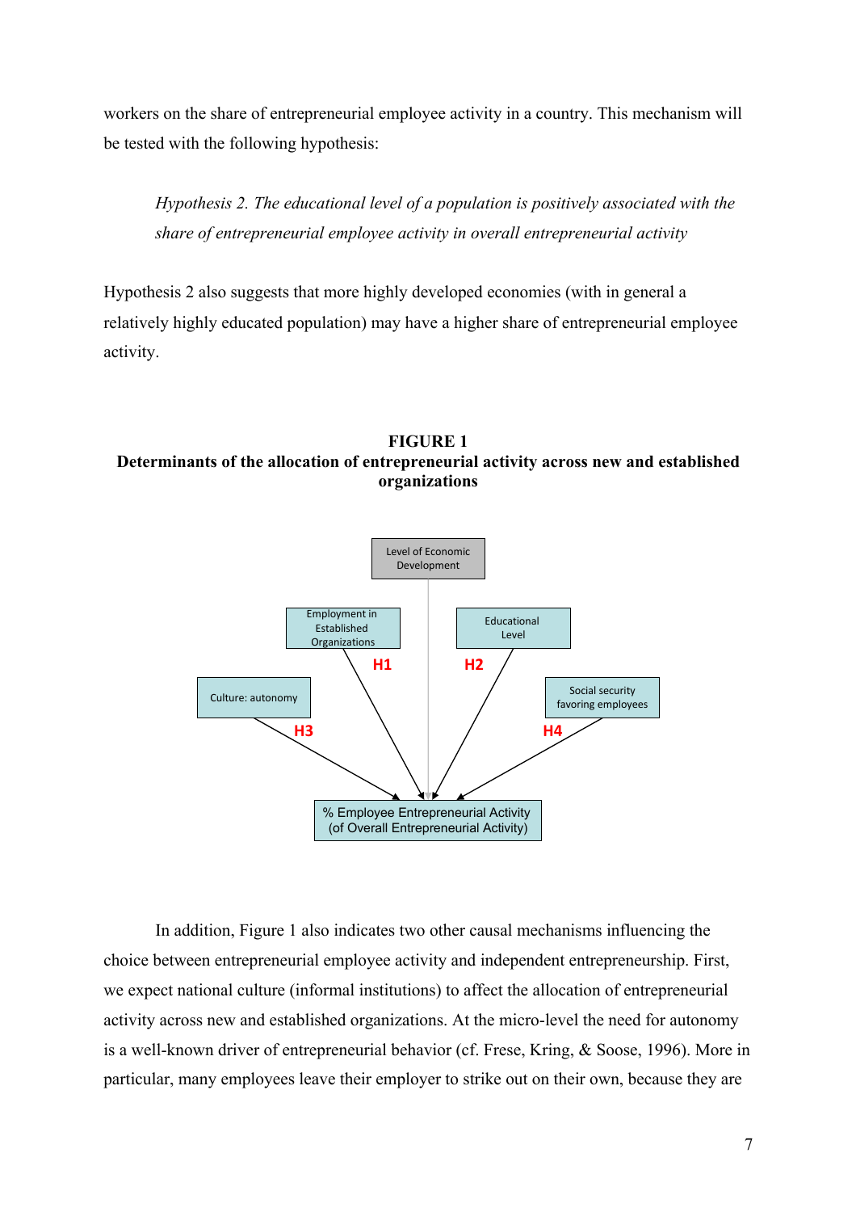workers on the share of entrepreneurial employee activity in a country. This mechanism will be tested with the following hypothesis:

> *Hypothesis 2. The educational level of a population is positively associated with the share of entrepreneurial employee activity in overall entrepreneurial activity*

Hypothesis 2 also suggests that more highly developed economies (with in general a relatively highly educated population) may have a higher share of entrepreneurial employee activity.

**FIGURE 1**
**Determinants of the allocation of entrepreneurial activity across new and established organizations**

Level of Economic Development

Employment in Established Organizations — H1

Educational Level — H2

Culture: autonomy — H3

Social security favoring employees — H4

% Employee Entrepreneurial Activity (of Overall Entrepreneurial Activity)

In addition, Figure 1 also indicates two other causal mechanisms influencing the choice between entrepreneurial employee activity and independent entrepreneurship. First, we expect national culture (informal institutions) to affect the allocation of entrepreneurial activity across new and established organizations. At the micro-level the need for autonomy is a well-known driver of entrepreneurial behavior (cf. Frese, Kring, & Soose, 1996). More in particular, many employees leave their employer to strike out on their own, because they are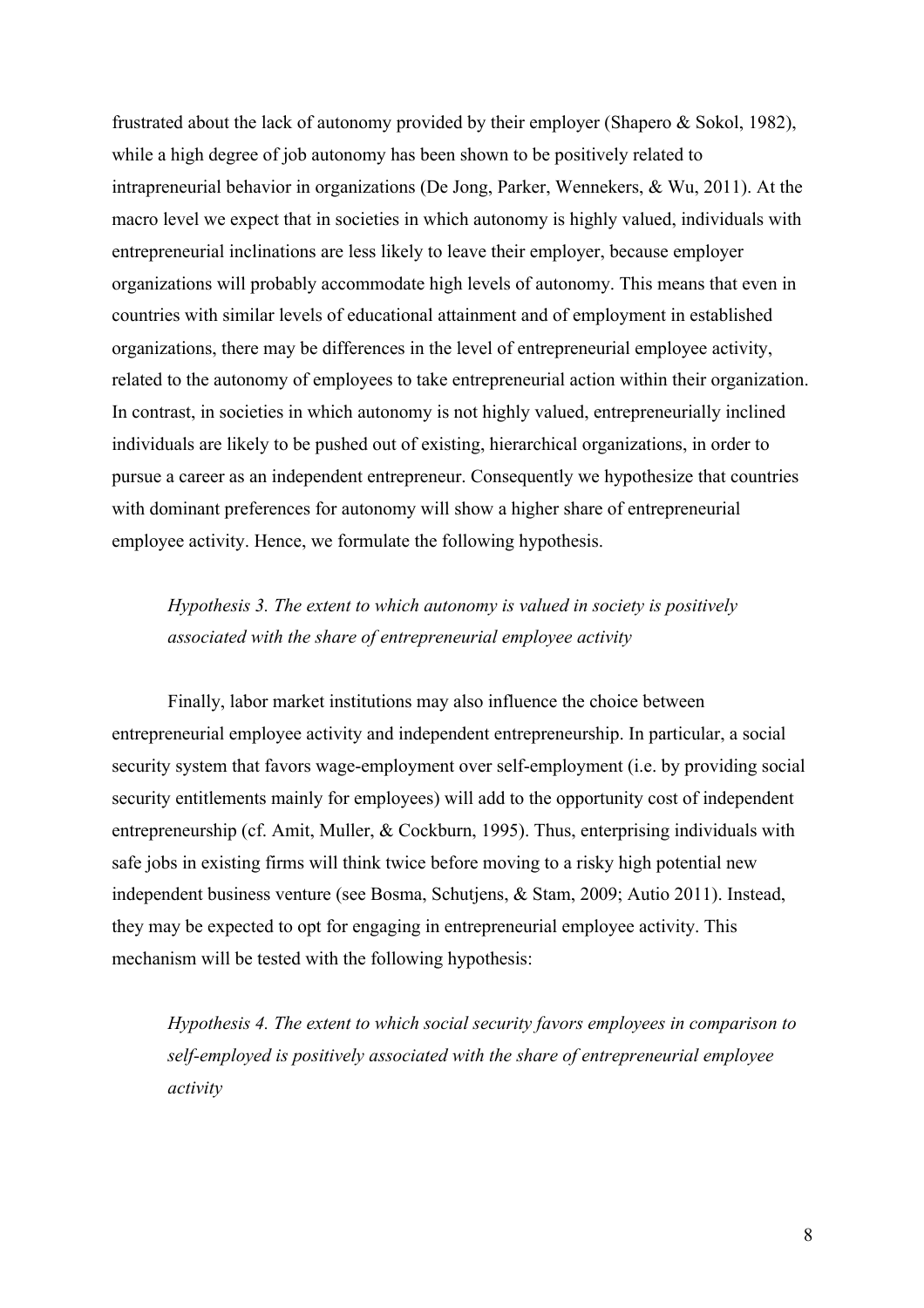frustrated about the lack of autonomy provided by their employer (Shapero & Sokol, 1982), while a high degree of job autonomy has been shown to be positively related to intrapreneurial behavior in organizations (De Jong, Parker, Wennekers, & Wu, 2011). At the macro level we expect that in societies in which autonomy is highly valued, individuals with entrepreneurial inclinations are less likely to leave their employer, because employer organizations will probably accommodate high levels of autonomy. This means that even in countries with similar levels of educational attainment and of employment in established organizations, there may be differences in the level of entrepreneurial employee activity, related to the autonomy of employees to take entrepreneurial action within their organization. In contrast, in societies in which autonomy is not highly valued, entrepreneurially inclined individuals are likely to be pushed out of existing, hierarchical organizations, in order to pursue a career as an independent entrepreneur. Consequently we hypothesize that countries with dominant preferences for autonomy will show a higher share of entrepreneurial employee activity. Hence, we formulate the following hypothesis.

> *Hypothesis 3. The extent to which autonomy is valued in society is positively associated with the share of entrepreneurial employee activity*

Finally, labor market institutions may also influence the choice between entrepreneurial employee activity and independent entrepreneurship. In particular, a social security system that favors wage-employment over self-employment (i.e. by providing social security entitlements mainly for employees) will add to the opportunity cost of independent entrepreneurship (cf. Amit, Muller, & Cockburn, 1995). Thus, enterprising individuals with safe jobs in existing firms will think twice before moving to a risky high potential new independent business venture (see Bosma, Schutjens, & Stam, 2009; Autio 2011). Instead, they may be expected to opt for engaging in entrepreneurial employee activity. This mechanism will be tested with the following hypothesis:

> *Hypothesis 4. The extent to which social security favors employees in comparison to self-employed is positively associated with the share of entrepreneurial employee activity*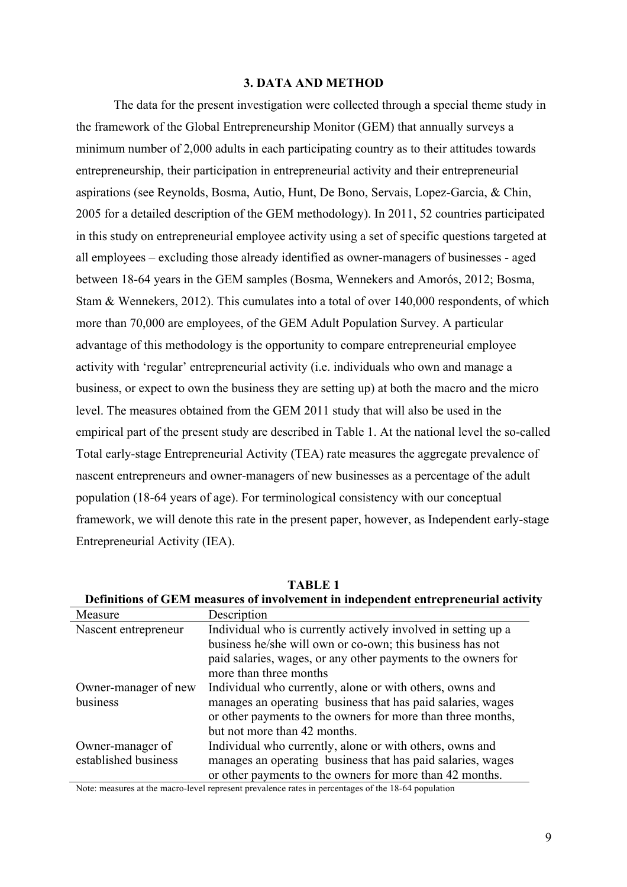## 3. DATA AND METHOD

The data for the present investigation were collected through a special theme study in the framework of the Global Entrepreneurship Monitor (GEM) that annually surveys a minimum number of 2,000 adults in each participating country as to their attitudes towards entrepreneurship, their participation in entrepreneurial activity and their entrepreneurial aspirations (see Reynolds, Bosma, Autio, Hunt, De Bono, Servais, Lopez-Garcia, & Chin, 2005 for a detailed description of the GEM methodology). In 2011, 52 countries participated in this study on entrepreneurial employee activity using a set of specific questions targeted at all employees – excluding those already identified as owner-managers of businesses - aged between 18-64 years in the GEM samples (Bosma, Wennekers and Amorós, 2012; Bosma, Stam & Wennekers, 2012). This cumulates into a total of over 140,000 respondents, of which more than 70,000 are employees, of the GEM Adult Population Survey. A particular advantage of this methodology is the opportunity to compare entrepreneurial employee activity with 'regular' entrepreneurial activity (i.e. individuals who own and manage a business, or expect to own the business they are setting up) at both the macro and the micro level. The measures obtained from the GEM 2011 study that will also be used in the empirical part of the present study are described in Table 1. At the national level the so-called Total early-stage Entrepreneurial Activity (TEA) rate measures the aggregate prevalence of nascent entrepreneurs and owner-managers of new businesses as a percentage of the adult population (18-64 years of age). For terminological consistency with our conceptual framework, we will denote this rate in the present paper, however, as Independent early-stage Entrepreneurial Activity (IEA).

**TABLE 1**
**Definitions of GEM measures of involvement in independent entrepreneurial activity**

| Measure | Description |
|---|---|
| Nascent entrepreneur | Individual who is currently actively involved in setting up a business he/she will own or co-own; this business has not paid salaries, wages, or any other payments to the owners for more than three months |
| Owner-manager of new business | Individual who currently, alone or with others, owns and manages an operating business that has paid salaries, wages or other payments to the owners for more than three months, but not more than 42 months. |
| Owner-manager of established business | Individual who currently, alone or with others, owns and manages an operating business that has paid salaries, wages or other payments to the owners for more than 42 months. |

Note: measures at the macro-level represent prevalence rates in percentages of the 18-64 population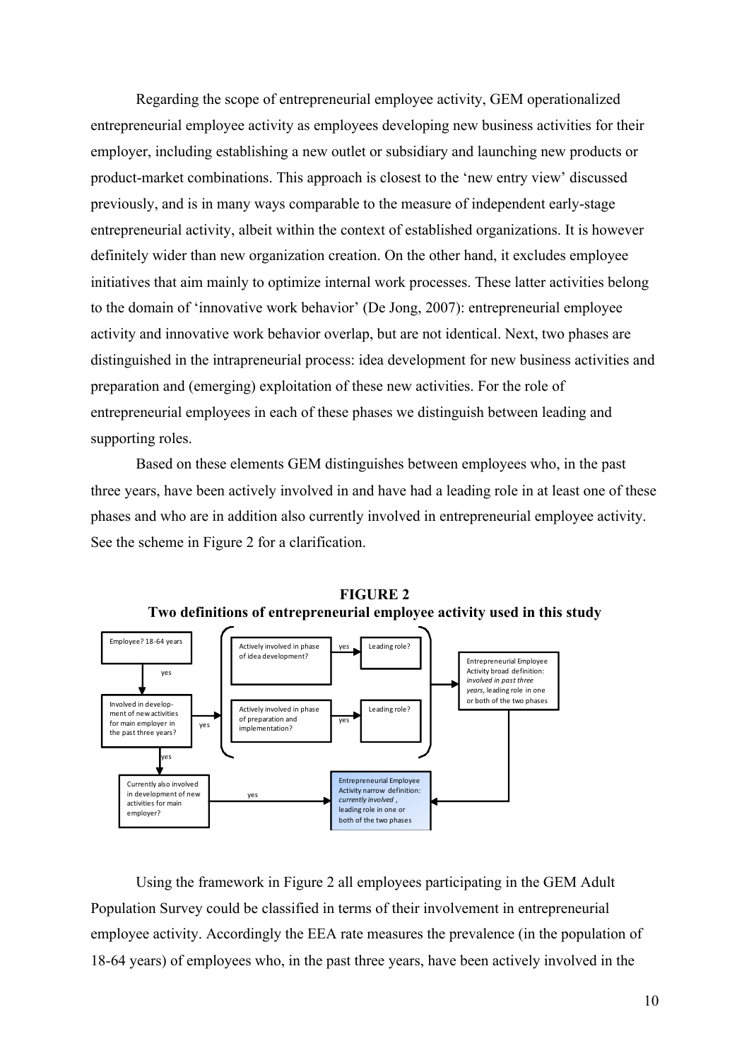Regarding the scope of entrepreneurial employee activity, GEM operationalized entrepreneurial employee activity as employees developing new business activities for their employer, including establishing a new outlet or subsidiary and launching new products or product-market combinations. This approach is closest to the 'new entry view' discussed previously, and is in many ways comparable to the measure of independent early-stage entrepreneurial activity, albeit within the context of established organizations. It is however definitely wider than new organization creation. On the other hand, it excludes employee initiatives that aim mainly to optimize internal work processes. These latter activities belong to the domain of 'innovative work behavior' (De Jong, 2007): entrepreneurial employee activity and innovative work behavior overlap, but are not identical. Next, two phases are distinguished in the intrapreneurial process: idea development for new business activities and preparation and (emerging) exploitation of these new activities. For the role of entrepreneurial employees in each of these phases we distinguish between leading and supporting roles.

Based on these elements GEM distinguishes between employees who, in the past three years, have been actively involved in and have had a leading role in at least one of these phases and who are in addition also currently involved in entrepreneurial employee activity. See the scheme in Figure 2 for a clarification.

**FIGURE 2**
**Two definitions of entrepreneurial employee activity used in this study**

Employee? 18-64 years → yes → Involved in development of new activities for main employer in the past three years? → yes → [Actively involved in phase of idea development? → yes → Leading role?] / [Actively involved in phase of preparation and implementation? → yes → Leading role?] → Entrepreneurial Employee Activity broad definition: *involved in past three years*, leading role in one or both of the two phases

Involved in development of new activities for main employer in the past three years? → yes → Currently also involved in development of new activities for main employer? → yes → Entrepreneurial Employee Activity narrow definition: *currently involved*, leading role in one or both of the two phases

Using the framework in Figure 2 all employees participating in the GEM Adult Population Survey could be classified in terms of their involvement in entrepreneurial employee activity. Accordingly the EEA rate measures the prevalence (in the population of 18-64 years) of employees who, in the past three years, have been actively involved in the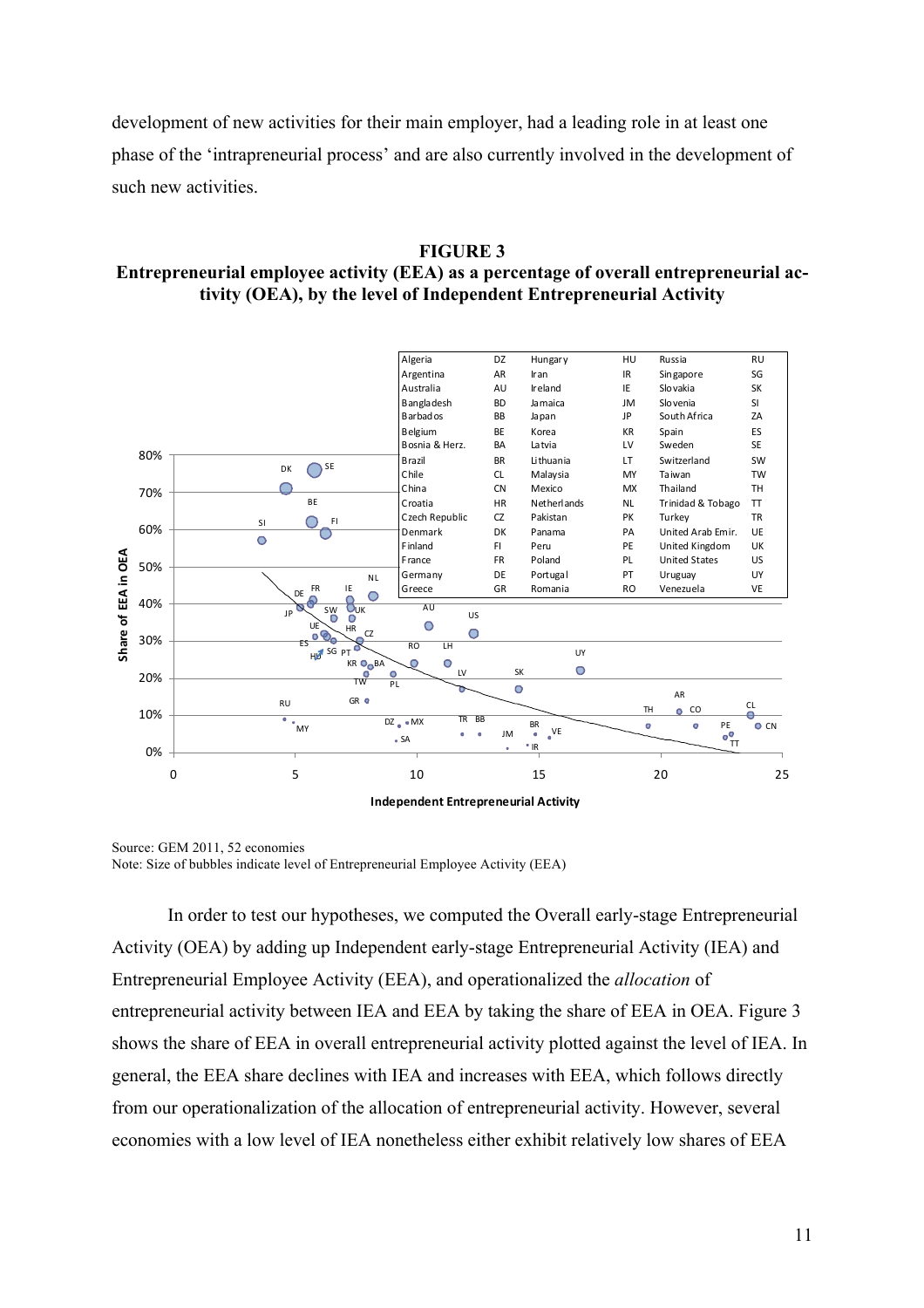development of new activities for their main employer, had a leading role in at least one phase of the 'intrapreneurial process' and are also currently involved in the development of such new activities.

**FIGURE 3**
**Entrepreneurial employee activity (EEA) as a percentage of overall entrepreneurial activity (OEA), by the level of Independent Entrepreneurial Activity**

| | | | | | |
|---|---|---|---|---|---|
| Algeria | DZ | Hungary | HU | Russia | RU |
| Argentina | AR | Iran | IR | Singapore | SG |
| Australia | AU | Ireland | IE | Slovakia | SK |
| Bangladesh | BD | Jamaica | JM | Slovenia | SI |
| Barbados | BB | Japan | JP | South Africa | ZA |
| Belgium | BE | Korea | KR | Spain | ES |
| Bosnia & Herz. | BA | Latvia | LV | Sweden | SE |
| Brazil | BR | Lithuania | LT | Switzerland | SW |
| Chile | CL | Malaysia | MY | Taiwan | TW |
| China | CN | Mexico | MX | Thailand | TH |
| Croatia | HR | Netherlands | NL | Trinidad & Tobago | TT |
| Czech Republic | CZ | Pakistan | PK | Turkey | TR |
| Denmark | DK | Panama | PA | United Arab Emir. | UE |
| Finland | FI | Peru | PE | United Kingdom | UK |
| France | FR | Poland | PL | United States | US |
| Germany | DE | Portugal | PT | Uruguay | UY |
| Greece | GR | Romania | RO | Venezuela | VE |

Source: GEM 2011, 52 economies
Note: Size of bubbles indicate level of Entrepreneurial Employee Activity (EEA)

In order to test our hypotheses, we computed the Overall early-stage Entrepreneurial Activity (OEA) by adding up Independent early-stage Entrepreneurial Activity (IEA) and Entrepreneurial Employee Activity (EEA), and operationalized the *allocation* of entrepreneurial activity between IEA and EEA by taking the share of EEA in OEA. Figure 3 shows the share of EEA in overall entrepreneurial activity plotted against the level of IEA. In general, the EEA share declines with IEA and increases with EEA, which follows directly from our operationalization of the allocation of entrepreneurial activity. However, several economies with a low level of IEA nonetheless either exhibit relatively low shares of EEA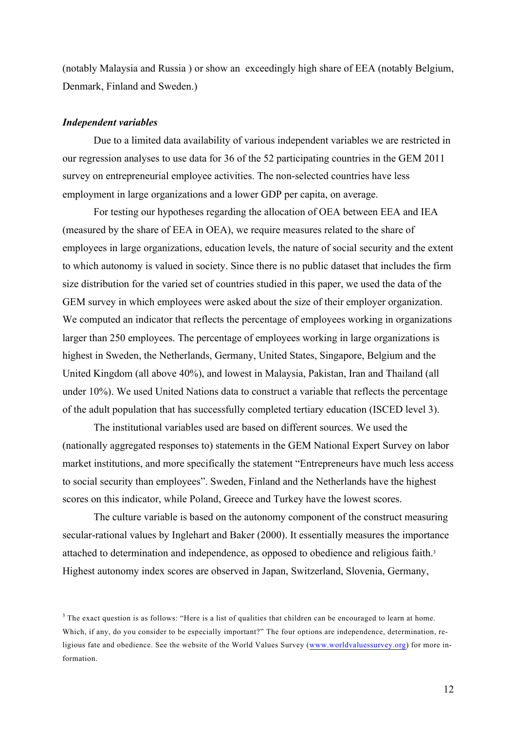(notably Malaysia and Russia ) or show an exceedingly high share of EEA (notably Belgium, Denmark, Finland and Sweden.)

***Independent variables***

Due to a limited data availability of various independent variables we are restricted in our regression analyses to use data for 36 of the 52 participating countries in the GEM 2011 survey on entrepreneurial employee activities. The non-selected countries have less employment in large organizations and a lower GDP per capita, on average.

For testing our hypotheses regarding the allocation of OEA between EEA and IEA (measured by the share of EEA in OEA), we require measures related to the share of employees in large organizations, education levels, the nature of social security and the extent to which autonomy is valued in society. Since there is no public dataset that includes the firm size distribution for the varied set of countries studied in this paper, we used the data of the GEM survey in which employees were asked about the size of their employer organization. We computed an indicator that reflects the percentage of employees working in organizations larger than 250 employees. The percentage of employees working in large organizations is highest in Sweden, the Netherlands, Germany, United States, Singapore, Belgium and the United Kingdom (all above 40%), and lowest in Malaysia, Pakistan, Iran and Thailand (all under 10%). We used United Nations data to construct a variable that reflects the percentage of the adult population that has successfully completed tertiary education (ISCED level 3).

The institutional variables used are based on different sources. We used the (nationally aggregated responses to) statements in the GEM National Expert Survey on labor market institutions, and more specifically the statement "Entrepreneurs have much less access to social security than employees". Sweden, Finland and the Netherlands have the highest scores on this indicator, while Poland, Greece and Turkey have the lowest scores.

The culture variable is based on the autonomy component of the construct measuring secular-rational values by Inglehart and Baker (2000). It essentially measures the importance attached to determination and independence, as opposed to obedience and religious faith.[3] Highest autonomy index scores are observed in Japan, Switzerland, Slovenia, Germany,

[3] The exact question is as follows: "Here is a list of qualities that children can be encouraged to learn at home. Which, if any, do you consider to be especially important?" The four options are independence, determination, religious fate and obedience. See the website of the World Values Survey (www.worldvaluessurvey.org) for more information.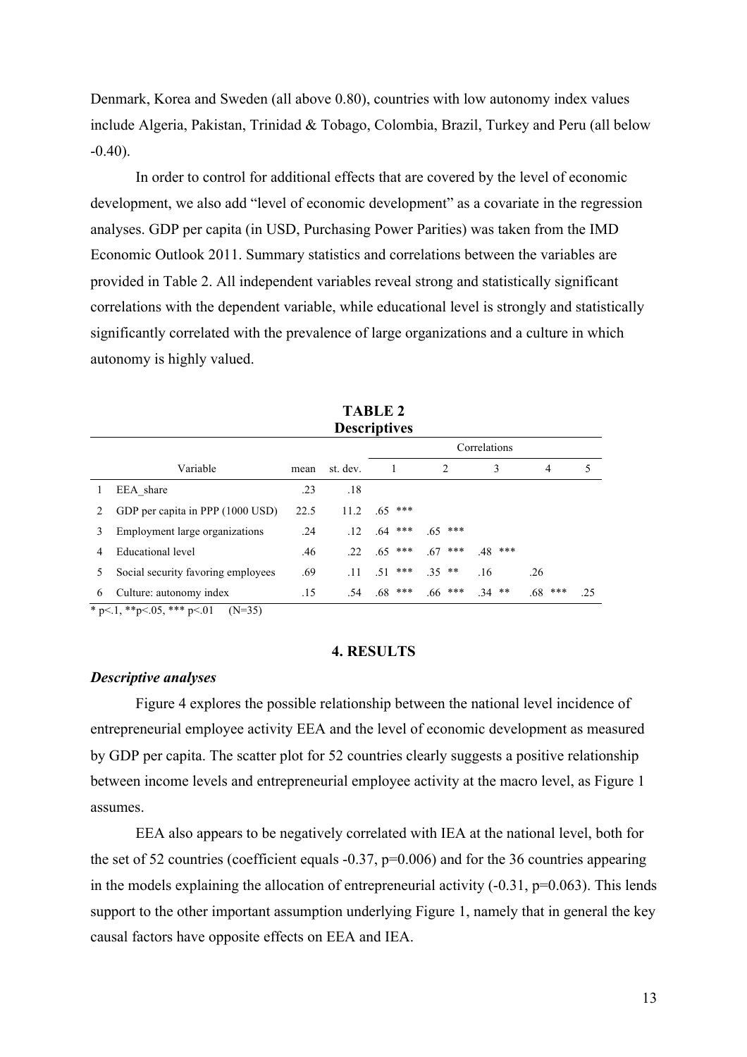Denmark, Korea and Sweden (all above 0.80), countries with low autonomy index values include Algeria, Pakistan, Trinidad & Tobago, Colombia, Brazil, Turkey and Peru (all below -0.40).

In order to control for additional effects that are covered by the level of economic development, we also add "level of economic development" as a covariate in the regression analyses. GDP per capita (in USD, Purchasing Power Parities) was taken from the IMD Economic Outlook 2011. Summary statistics and correlations between the variables are provided in Table 2. All independent variables reveal strong and statistically significant correlations with the dependent variable, while educational level is strongly and statistically significantly correlated with the prevalence of large organizations and a culture in which autonomy is highly valued.

**TABLE 2**
**Descriptives**

| | Variable | mean | st. dev. | Correlations | | | | |
|---|---|---|---|---|---|---|---|---|
| | | | | 1 | 2 | 3 | 4 | 5 |
| 1 | EEA_share | .23 | .18 | | | | | |
| 2 | GDP per capita in PPP (1000 USD) | 22.5 | 11.2 | .65 *** | | | | |
| 3 | Employment large organizations | .24 | .12 | .64 *** | .65 *** | | | |
| 4 | Educational level | .46 | .22 | .65 *** | .67 *** | .48 *** | | |
| 5 | Social security favoring employees | .69 | .11 | .51 *** | .35 ** | .16 | .26 | |
| 6 | Culture: autonomy index | .15 | .54 | .68 *** | .66 *** | .34 ** | .68 *** | .25 |

\* p<.1, **p<.05, *** p<.01 (N=35)

## 4. RESULTS

### *Descriptive analyses*

Figure 4 explores the possible relationship between the national level incidence of entrepreneurial employee activity EEA and the level of economic development as measured by GDP per capita. The scatter plot for 52 countries clearly suggests a positive relationship between income levels and entrepreneurial employee activity at the macro level, as Figure 1 assumes.

EEA also appears to be negatively correlated with IEA at the national level, both for the set of 52 countries (coefficient equals -0.37, p=0.006) and for the 36 countries appearing in the models explaining the allocation of entrepreneurial activity (-0.31, p=0.063). This lends support to the other important assumption underlying Figure 1, namely that in general the key causal factors have opposite effects on EEA and IEA.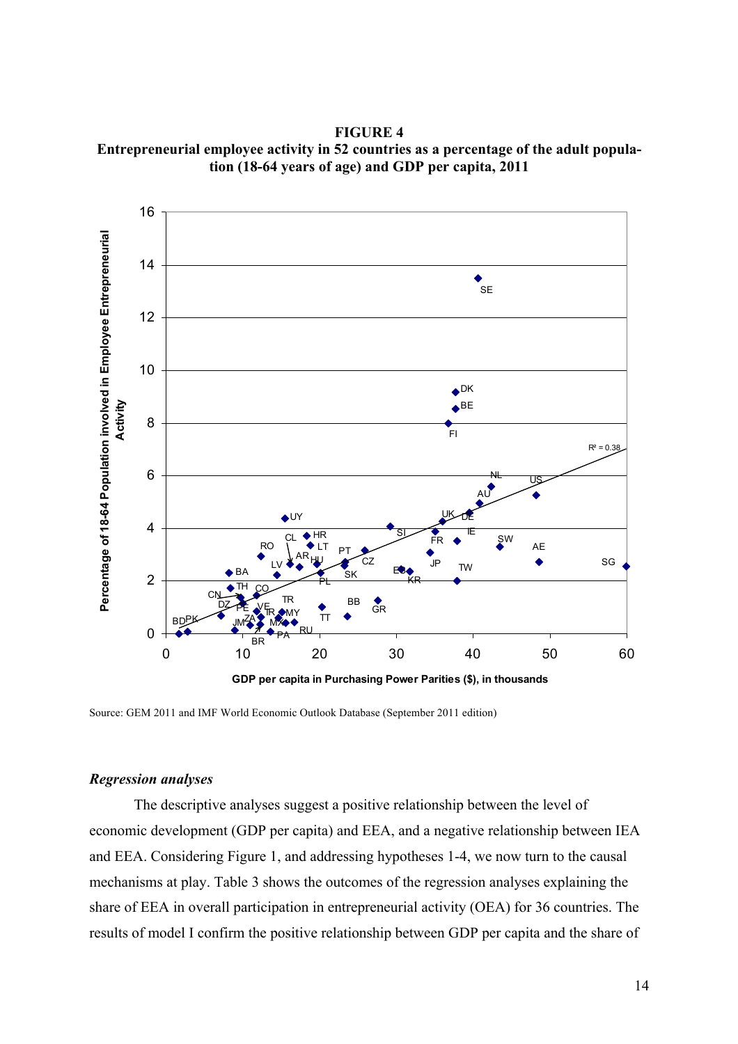**FIGURE 4**
**Entrepreneurial employee activity in 52 countries as a percentage of the adult population (18-64 years of age) and GDP per capita, 2011**

Source: GEM 2011 and IMF World Economic Outlook Database (September 2011 edition)

### *Regression analyses*

The descriptive analyses suggest a positive relationship between the level of economic development (GDP per capita) and EEA, and a negative relationship between IEA and EEA. Considering Figure 1, and addressing hypotheses 1-4, we now turn to the causal mechanisms at play. Table 3 shows the outcomes of the regression analyses explaining the share of EEA in overall participation in entrepreneurial activity (OEA) for 36 countries. The results of model I confirm the positive relationship between GDP per capita and the share of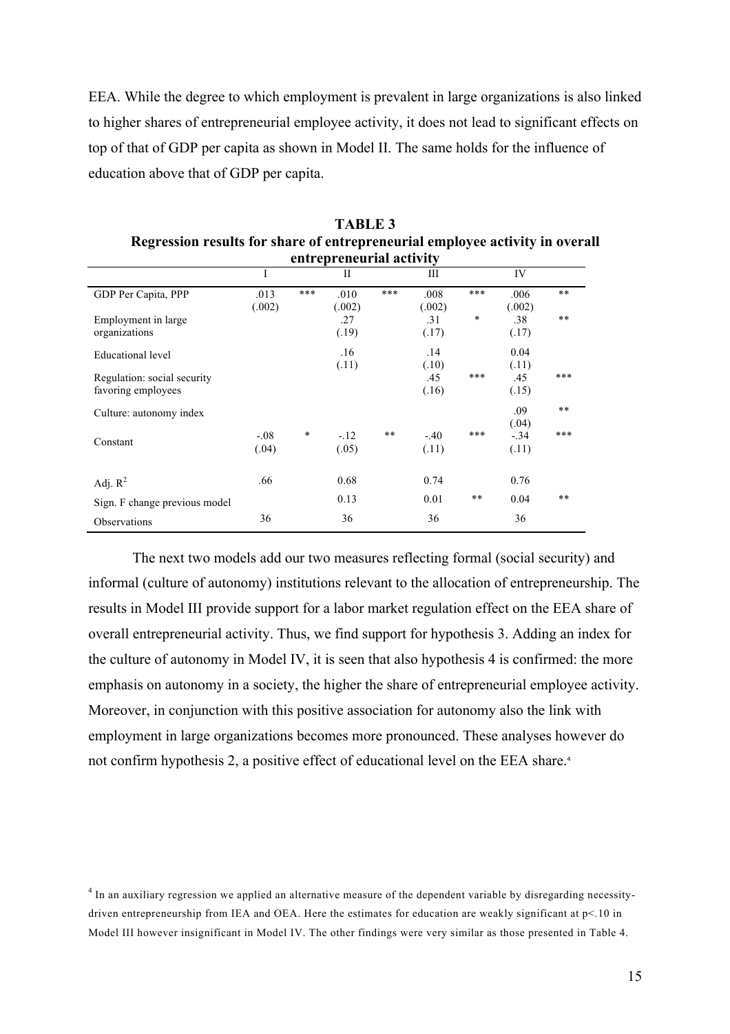EEA. While the degree to which employment is prevalent in large organizations is also linked to higher shares of entrepreneurial employee activity, it does not lead to significant effects on top of that of GDP per capita as shown in Model II. The same holds for the influence of education above that of GDP per capita.

**TABLE 3**
**Regression results for share of entrepreneurial employee activity in overall entrepreneurial activity**

| | I | | II | | III | | IV | |
|---|---|---|---|---|---|---|---|---|
| GDP Per Capita, PPP | .013 (.002) | *** | .010 (.002) | *** | .008 (.002) | *** | .006 (.002) | ** |
| Employment in large organizations | | | .27 (.19) | | .31 (.17) | * | .38 (.17) | ** |
| Educational level | | | .16 (.11) | | .14 (.10) | | 0.04 (.11) | |
| Regulation: social security favoring employees | | | | | .45 (.16) | *** | .45 (.15) | *** |
| Culture: autonomy index | | | | | | | .09 (.04) | ** |
| Constant | -.08 (.04) | * | -.12 (.05) | ** | -.40 (.11) | *** | -.34 (.11) | *** |
| Adj. $R^2$ | .66 | | 0.68 | | 0.74 | | 0.76 | |
| Sign. F change previous model | | | 0.13 | | 0.01 | ** | 0.04 | ** |
| Observations | 36 | | 36 | | 36 | | 36 | |

The next two models add our two measures reflecting formal (social security) and informal (culture of autonomy) institutions relevant to the allocation of entrepreneurship. The results in Model III provide support for a labor market regulation effect on the EEA share of overall entrepreneurial activity. Thus, we find support for hypothesis 3. Adding an index for the culture of autonomy in Model IV, it is seen that also hypothesis 4 is confirmed: the more emphasis on autonomy in a society, the higher the share of entrepreneurial employee activity. Moreover, in conjunction with this positive association for autonomy also the link with employment in large organizations becomes more pronounced. These analyses however do not confirm hypothesis 2, a positive effect of educational level on the EEA share.[4]

[4] In an auxiliary regression we applied an alternative measure of the dependent variable by disregarding necessity-driven entrepreneurship from IEA and OEA. Here the estimates for education are weakly significant at $p<.10$ in Model III however insignificant in Model IV. The other findings were very similar as those presented in Table 4.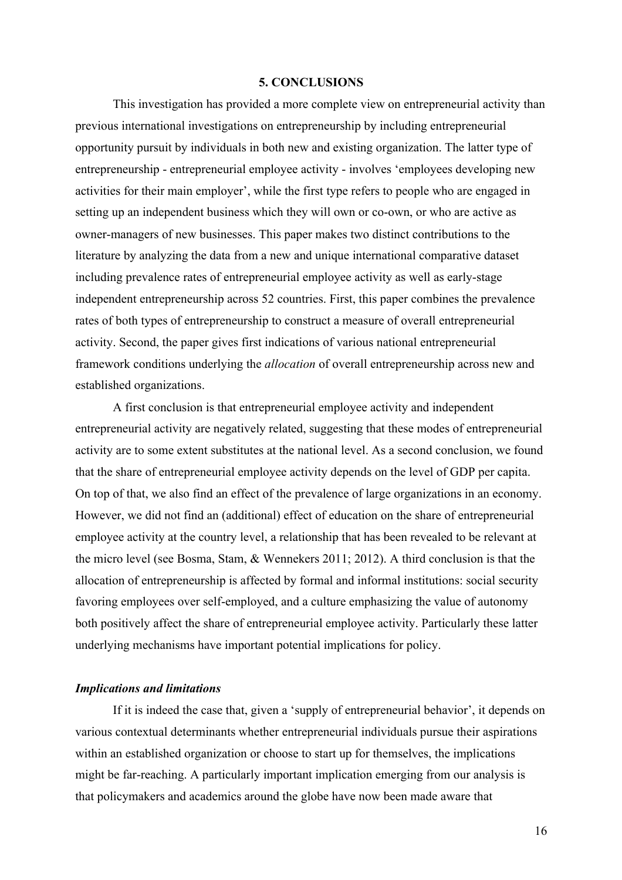## 5. CONCLUSIONS

This investigation has provided a more complete view on entrepreneurial activity than previous international investigations on entrepreneurship by including entrepreneurial opportunity pursuit by individuals in both new and existing organization. The latter type of entrepreneurship - entrepreneurial employee activity - involves 'employees developing new activities for their main employer', while the first type refers to people who are engaged in setting up an independent business which they will own or co-own, or who are active as owner-managers of new businesses. This paper makes two distinct contributions to the literature by analyzing the data from a new and unique international comparative dataset including prevalence rates of entrepreneurial employee activity as well as early-stage independent entrepreneurship across 52 countries. First, this paper combines the prevalence rates of both types of entrepreneurship to construct a measure of overall entrepreneurial activity. Second, the paper gives first indications of various national entrepreneurial framework conditions underlying the *allocation* of overall entrepreneurship across new and established organizations.

A first conclusion is that entrepreneurial employee activity and independent entrepreneurial activity are negatively related, suggesting that these modes of entrepreneurial activity are to some extent substitutes at the national level. As a second conclusion, we found that the share of entrepreneurial employee activity depends on the level of GDP per capita. On top of that, we also find an effect of the prevalence of large organizations in an economy. However, we did not find an (additional) effect of education on the share of entrepreneurial employee activity at the country level, a relationship that has been revealed to be relevant at the micro level (see Bosma, Stam, & Wennekers 2011; 2012). A third conclusion is that the allocation of entrepreneurship is affected by formal and informal institutions: social security favoring employees over self-employed, and a culture emphasizing the value of autonomy both positively affect the share of entrepreneurial employee activity. Particularly these latter underlying mechanisms have important potential implications for policy.

### *Implications and limitations*

If it is indeed the case that, given a 'supply of entrepreneurial behavior', it depends on various contextual determinants whether entrepreneurial individuals pursue their aspirations within an established organization or choose to start up for themselves, the implications might be far-reaching. A particularly important implication emerging from our analysis is that policymakers and academics around the globe have now been made aware that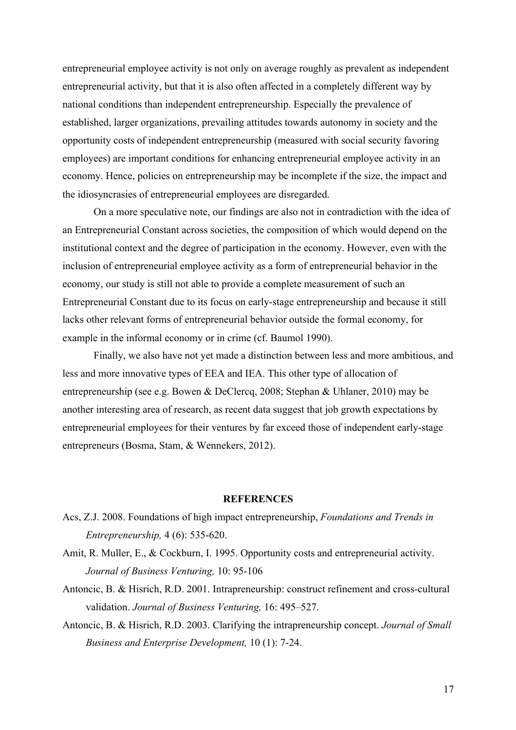entrepreneurial employee activity is not only on average roughly as prevalent as independent entrepreneurial activity, but that it is also often affected in a completely different way by national conditions than independent entrepreneurship. Especially the prevalence of established, larger organizations, prevailing attitudes towards autonomy in society and the opportunity costs of independent entrepreneurship (measured with social security favoring employees) are important conditions for enhancing entrepreneurial employee activity in an economy. Hence, policies on entrepreneurship may be incomplete if the size, the impact and the idiosyncrasies of entrepreneurial employees are disregarded.

On a more speculative note, our findings are also not in contradiction with the idea of an Entrepreneurial Constant across societies, the composition of which would depend on the institutional context and the degree of participation in the economy. However, even with the inclusion of entrepreneurial employee activity as a form of entrepreneurial behavior in the economy, our study is still not able to provide a complete measurement of such an Entrepreneurial Constant due to its focus on early-stage entrepreneurship and because it still lacks other relevant forms of entrepreneurial behavior outside the formal economy, for example in the informal economy or in crime (cf. Baumol 1990).

Finally, we also have not yet made a distinction between less and more ambitious, and less and more innovative types of EEA and IEA. This other type of allocation of entrepreneurship (see e.g. Bowen & DeClercq, 2008; Stephan & Uhlaner, 2010) may be another interesting area of research, as recent data suggest that job growth expectations by entrepreneurial employees for their ventures by far exceed those of independent early-stage entrepreneurs (Bosma, Stam, & Wennekers, 2012).

## REFERENCES

Acs, Z.J. 2008. Foundations of high impact entrepreneurship, *Foundations and Trends in Entrepreneurship,* 4 (6): 535-620.

Amit, R. Muller, E., & Cockburn, I. 1995. Opportunity costs and entrepreneurial activity. *Journal of Business Venturing,* 10: 95-106

Antoncic, B. & Hisrich, R.D. 2001. Intrapreneurship: construct refinement and cross-cultural validation. *Journal of Business Venturing,* 16: 495–527.

Antoncic, B. & Hisrich, R.D. 2003. Clarifying the intrapreneurship concept. *Journal of Small Business and Enterprise Development,* 10 (1): 7-24.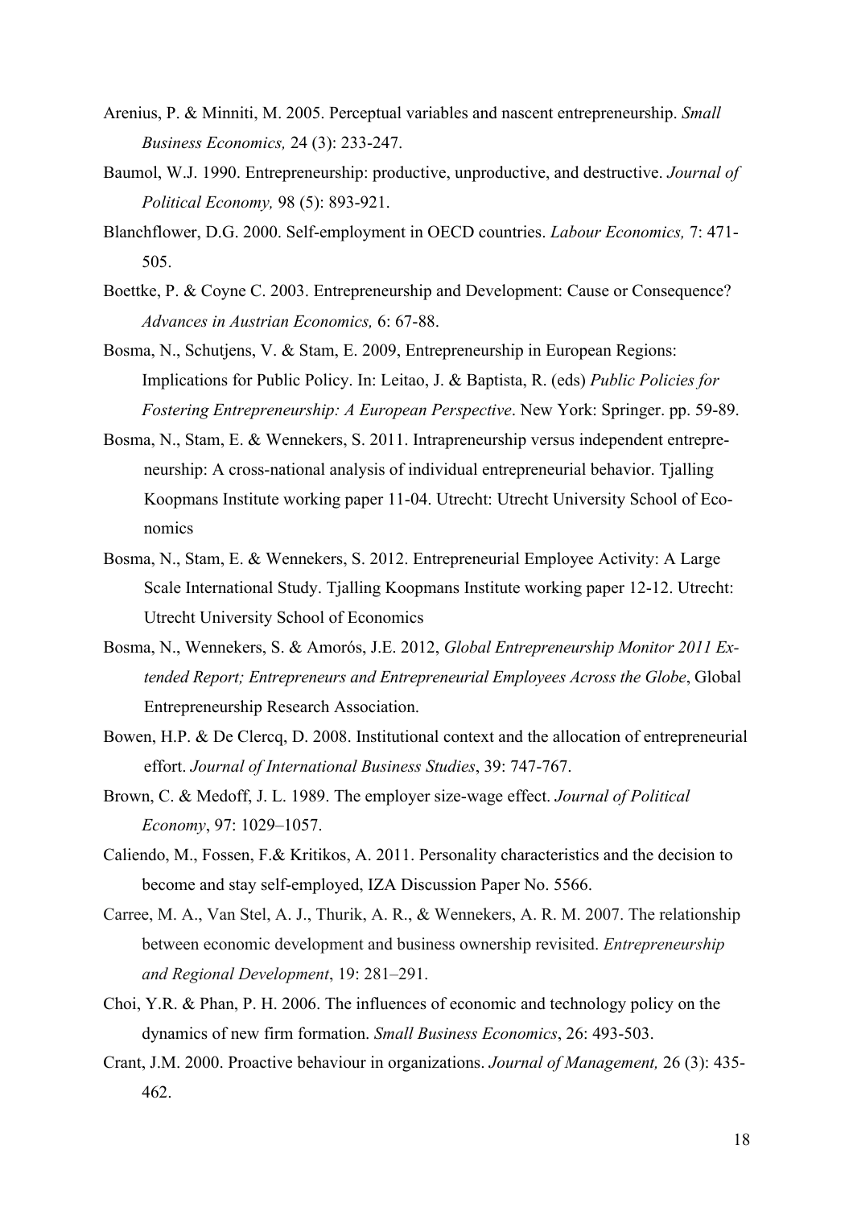Arenius, P. & Minniti, M. 2005. Perceptual variables and nascent entrepreneurship. *Small Business Economics,* 24 (3): 233-247.

Baumol, W.J. 1990. Entrepreneurship: productive, unproductive, and destructive. *Journal of Political Economy,* 98 (5): 893-921.

Blanchflower, D.G. 2000. Self-employment in OECD countries. *Labour Economics,* 7: 471-505.

Boettke, P. & Coyne C. 2003. Entrepreneurship and Development: Cause or Consequence? *Advances in Austrian Economics,* 6: 67-88.

Bosma, N., Schutjens, V. & Stam, E. 2009, Entrepreneurship in European Regions: Implications for Public Policy. In: Leitao, J. & Baptista, R. (eds) *Public Policies for Fostering Entrepreneurship: A European Perspective*. New York: Springer. pp. 59-89.

Bosma, N., Stam, E. & Wennekers, S. 2011. Intrapreneurship versus independent entrepreneurship: A cross-national analysis of individual entrepreneurial behavior. Tjalling Koopmans Institute working paper 11-04. Utrecht: Utrecht University School of Economics

Bosma, N., Stam, E. & Wennekers, S. 2012. Entrepreneurial Employee Activity: A Large Scale International Study. Tjalling Koopmans Institute working paper 12-12. Utrecht: Utrecht University School of Economics

Bosma, N., Wennekers, S. & Amorós, J.E. 2012, *Global Entrepreneurship Monitor 2011 Extended Report; Entrepreneurs and Entrepreneurial Employees Across the Globe*, Global Entrepreneurship Research Association.

Bowen, H.P. & De Clercq, D. 2008. Institutional context and the allocation of entrepreneurial effort. *Journal of International Business Studies*, 39: 747-767.

Brown, C. & Medoff, J. L. 1989. The employer size-wage effect. *Journal of Political Economy*, 97: 1029–1057.

Caliendo, M., Fossen, F.& Kritikos, A. 2011. Personality characteristics and the decision to become and stay self-employed, IZA Discussion Paper No. 5566.

Carree, M. A., Van Stel, A. J., Thurik, A. R., & Wennekers, A. R. M. 2007. The relationship between economic development and business ownership revisited. *Entrepreneurship and Regional Development*, 19: 281–291.

Choi, Y.R. & Phan, P. H. 2006. The influences of economic and technology policy on the dynamics of new firm formation. *Small Business Economics*, 26: 493-503.

Crant, J.M. 2000. Proactive behaviour in organizations. *Journal of Management,* 26 (3): 435-462.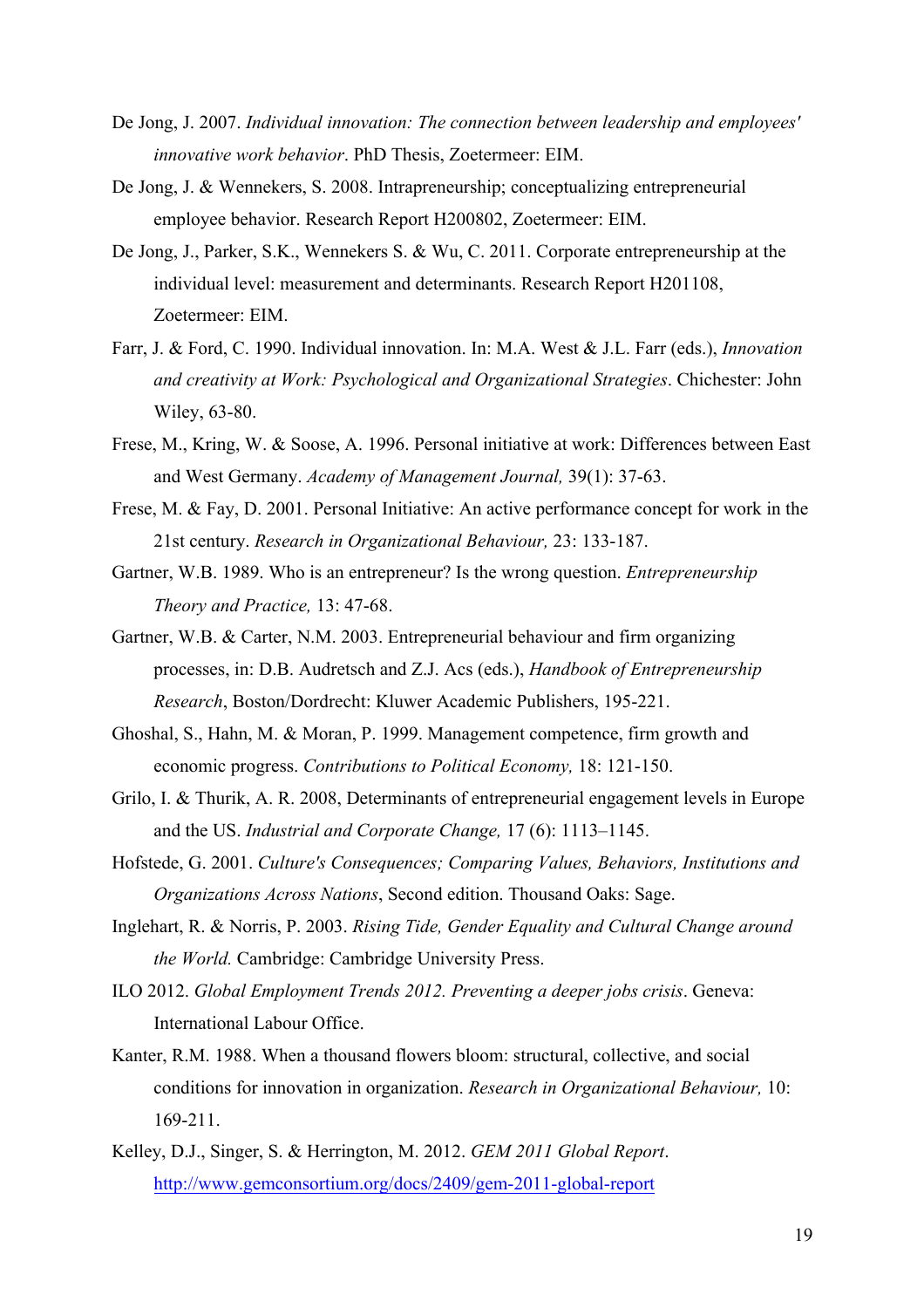De Jong, J. 2007. *Individual innovation: The connection between leadership and employees' innovative work behavior*. PhD Thesis, Zoetermeer: EIM.

De Jong, J. & Wennekers, S. 2008. Intrapreneurship; conceptualizing entrepreneurial employee behavior. Research Report H200802, Zoetermeer: EIM.

De Jong, J., Parker, S.K., Wennekers S. & Wu, C. 2011. Corporate entrepreneurship at the individual level: measurement and determinants. Research Report H201108, Zoetermeer: EIM.

Farr, J. & Ford, C. 1990. Individual innovation. In: M.A. West & J.L. Farr (eds.), *Innovation and creativity at Work: Psychological and Organizational Strategies*. Chichester: John Wiley, 63-80.

Frese, M., Kring, W. & Soose, A. 1996. Personal initiative at work: Differences between East and West Germany. *Academy of Management Journal,* 39(1): 37-63.

Frese, M. & Fay, D. 2001. Personal Initiative: An active performance concept for work in the 21st century. *Research in Organizational Behaviour,* 23: 133-187.

Gartner, W.B. 1989. Who is an entrepreneur? Is the wrong question. *Entrepreneurship Theory and Practice,* 13: 47-68.

Gartner, W.B. & Carter, N.M. 2003. Entrepreneurial behaviour and firm organizing processes, in: D.B. Audretsch and Z.J. Acs (eds.), *Handbook of Entrepreneurship Research*, Boston/Dordrecht: Kluwer Academic Publishers, 195-221.

Ghoshal, S., Hahn, M. & Moran, P. 1999. Management competence, firm growth and economic progress. *Contributions to Political Economy,* 18: 121-150.

Grilo, I. & Thurik, A. R. 2008, Determinants of entrepreneurial engagement levels in Europe and the US. *Industrial and Corporate Change,* 17 (6): 1113–1145.

Hofstede, G. 2001. *Culture's Consequences; Comparing Values, Behaviors, Institutions and Organizations Across Nations*, Second edition. Thousand Oaks: Sage.

Inglehart, R. & Norris, P. 2003. *Rising Tide, Gender Equality and Cultural Change around the World.* Cambridge: Cambridge University Press.

ILO 2012. *Global Employment Trends 2012. Preventing a deeper jobs crisis*. Geneva: International Labour Office.

Kanter, R.M. 1988. When a thousand flowers bloom: structural, collective, and social conditions for innovation in organization. *Research in Organizational Behaviour,* 10: 169-211.

Kelley, D.J., Singer, S. & Herrington, M. 2012. *GEM 2011 Global Report*. http://www.gemconsortium.org/docs/2409/gem-2011-global-report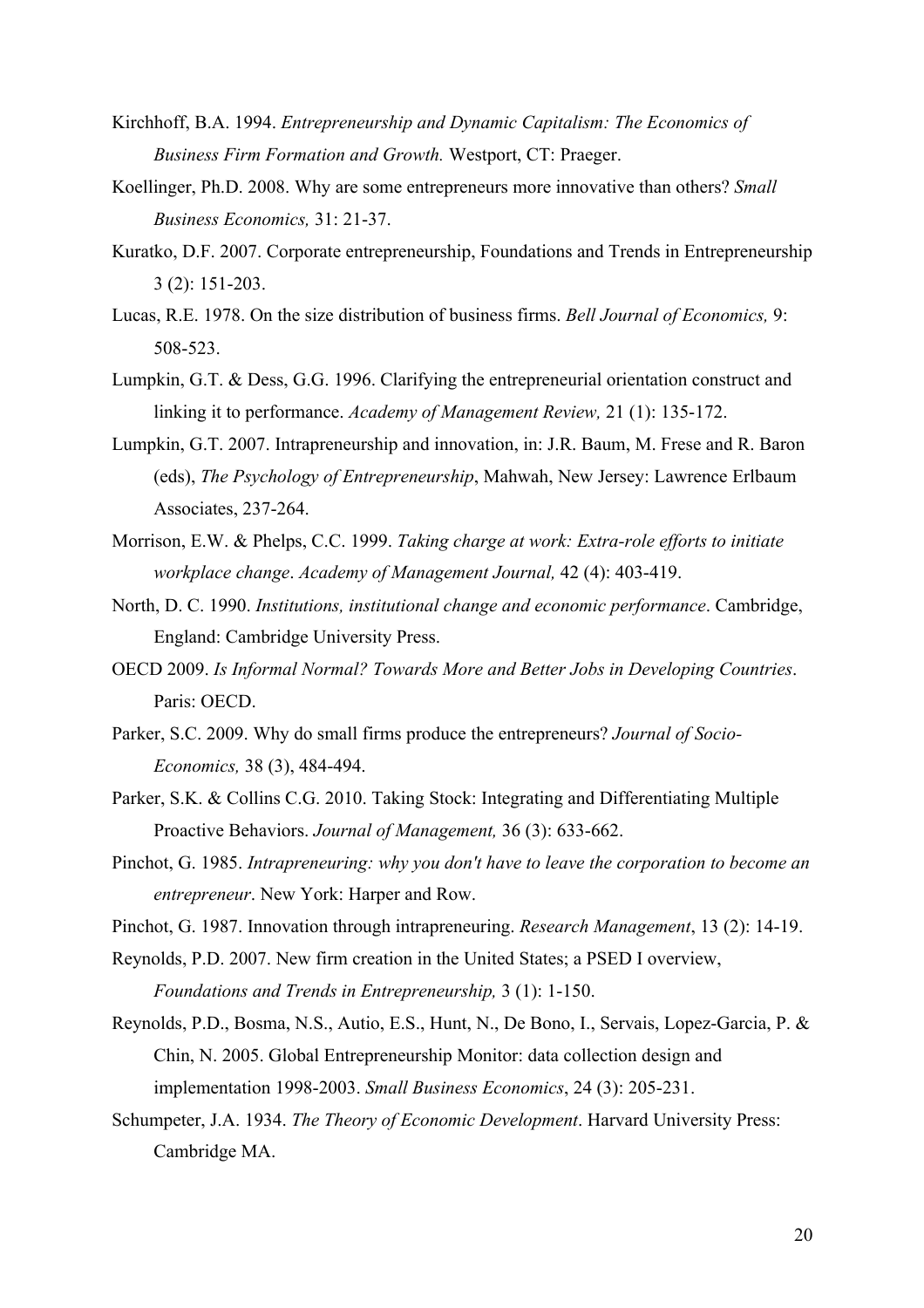Kirchhoff, B.A. 1994. *Entrepreneurship and Dynamic Capitalism: The Economics of Business Firm Formation and Growth.* Westport, CT: Praeger.

Koellinger, Ph.D. 2008. Why are some entrepreneurs more innovative than others? *Small Business Economics,* 31: 21-37.

Kuratko, D.F. 2007. Corporate entrepreneurship, Foundations and Trends in Entrepreneurship 3 (2): 151-203.

Lucas, R.E. 1978. On the size distribution of business firms. *Bell Journal of Economics,* 9: 508-523.

Lumpkin, G.T. & Dess, G.G. 1996. Clarifying the entrepreneurial orientation construct and linking it to performance. *Academy of Management Review,* 21 (1): 135-172.

Lumpkin, G.T. 2007. Intrapreneurship and innovation, in: J.R. Baum, M. Frese and R. Baron (eds), *The Psychology of Entrepreneurship*, Mahwah, New Jersey: Lawrence Erlbaum Associates, 237-264.

Morrison, E.W. & Phelps, C.C. 1999. *Taking charge at work: Extra-role efforts to initiate workplace change*. *Academy of Management Journal,* 42 (4): 403-419.

North, D. C. 1990. *Institutions, institutional change and economic performance*. Cambridge, England: Cambridge University Press.

OECD 2009. *Is Informal Normal? Towards More and Better Jobs in Developing Countries*. Paris: OECD.

Parker, S.C. 2009. Why do small firms produce the entrepreneurs? *Journal of Socio-Economics,* 38 (3), 484-494.

Parker, S.K. & Collins C.G. 2010. Taking Stock: Integrating and Differentiating Multiple Proactive Behaviors. *Journal of Management,* 36 (3): 633-662.

Pinchot, G. 1985. *Intrapreneuring: why you don't have to leave the corporation to become an entrepreneur*. New York: Harper and Row.

Pinchot, G. 1987. Innovation through intrapreneuring. *Research Management*, 13 (2): 14-19.

Reynolds, P.D. 2007. New firm creation in the United States; a PSED I overview, *Foundations and Trends in Entrepreneurship,* 3 (1): 1-150.

Reynolds, P.D., Bosma, N.S., Autio, E.S., Hunt, N., De Bono, I., Servais, Lopez-Garcia, P. & Chin, N. 2005. Global Entrepreneurship Monitor: data collection design and implementation 1998-2003. *Small Business Economics*, 24 (3): 205-231.

Schumpeter, J.A. 1934. *The Theory of Economic Development*. Harvard University Press: Cambridge MA.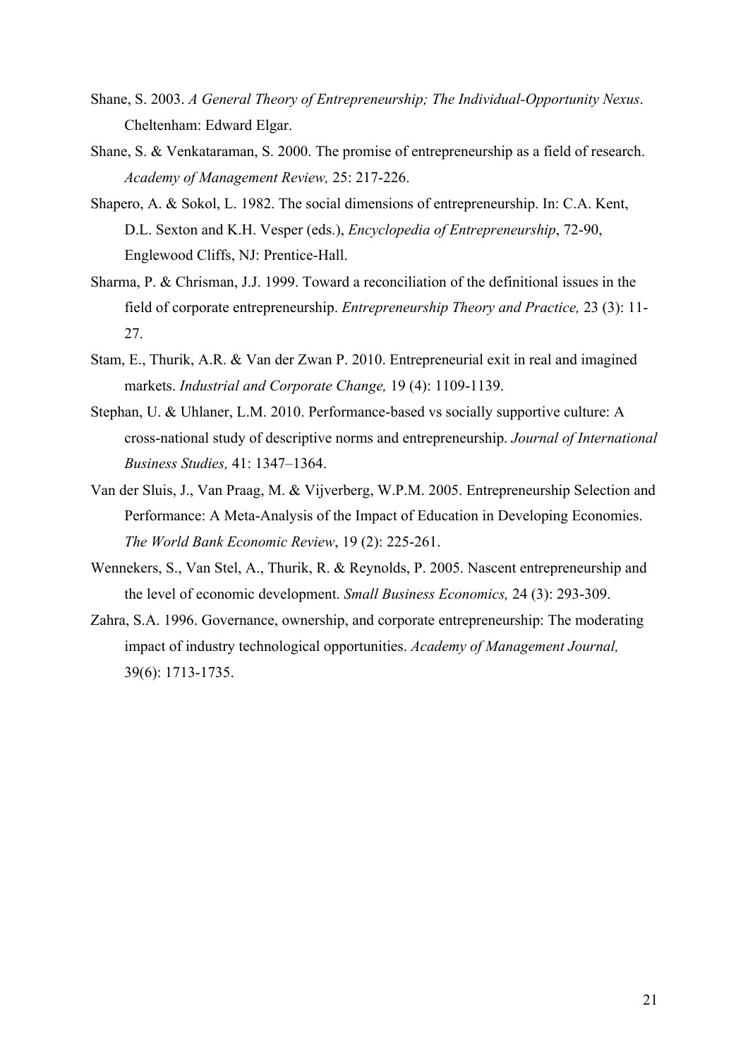Shane, S. 2003. *A General Theory of Entrepreneurship; The Individual-Opportunity Nexus*. Cheltenham: Edward Elgar.

Shane, S. & Venkataraman, S. 2000. The promise of entrepreneurship as a field of research. *Academy of Management Review,* 25: 217-226.

Shapero, A. & Sokol, L. 1982. The social dimensions of entrepreneurship. In: C.A. Kent, D.L. Sexton and K.H. Vesper (eds.), *Encyclopedia of Entrepreneurship*, 72-90, Englewood Cliffs, NJ: Prentice-Hall.

Sharma, P. & Chrisman, J.J. 1999. Toward a reconciliation of the definitional issues in the field of corporate entrepreneurship. *Entrepreneurship Theory and Practice,* 23 (3): 11-27.

Stam, E., Thurik, A.R. & Van der Zwan P. 2010. Entrepreneurial exit in real and imagined markets. *Industrial and Corporate Change,* 19 (4): 1109-1139.

Stephan, U. & Uhlaner, L.M. 2010. Performance-based vs socially supportive culture: A cross-national study of descriptive norms and entrepreneurship. *Journal of International Business Studies,* 41: 1347–1364.

Van der Sluis, J., Van Praag, M. & Vijverberg, W.P.M. 2005. Entrepreneurship Selection and Performance: A Meta-Analysis of the Impact of Education in Developing Economies. *The World Bank Economic Review*, 19 (2): 225-261.

Wennekers, S., Van Stel, A., Thurik, R. & Reynolds, P. 2005. Nascent entrepreneurship and the level of economic development. *Small Business Economics,* 24 (3): 293-309.

Zahra, S.A. 1996. Governance, ownership, and corporate entrepreneurship: The moderating impact of industry technological opportunities. *Academy of Management Journal,* 39(6): 1713-1735.